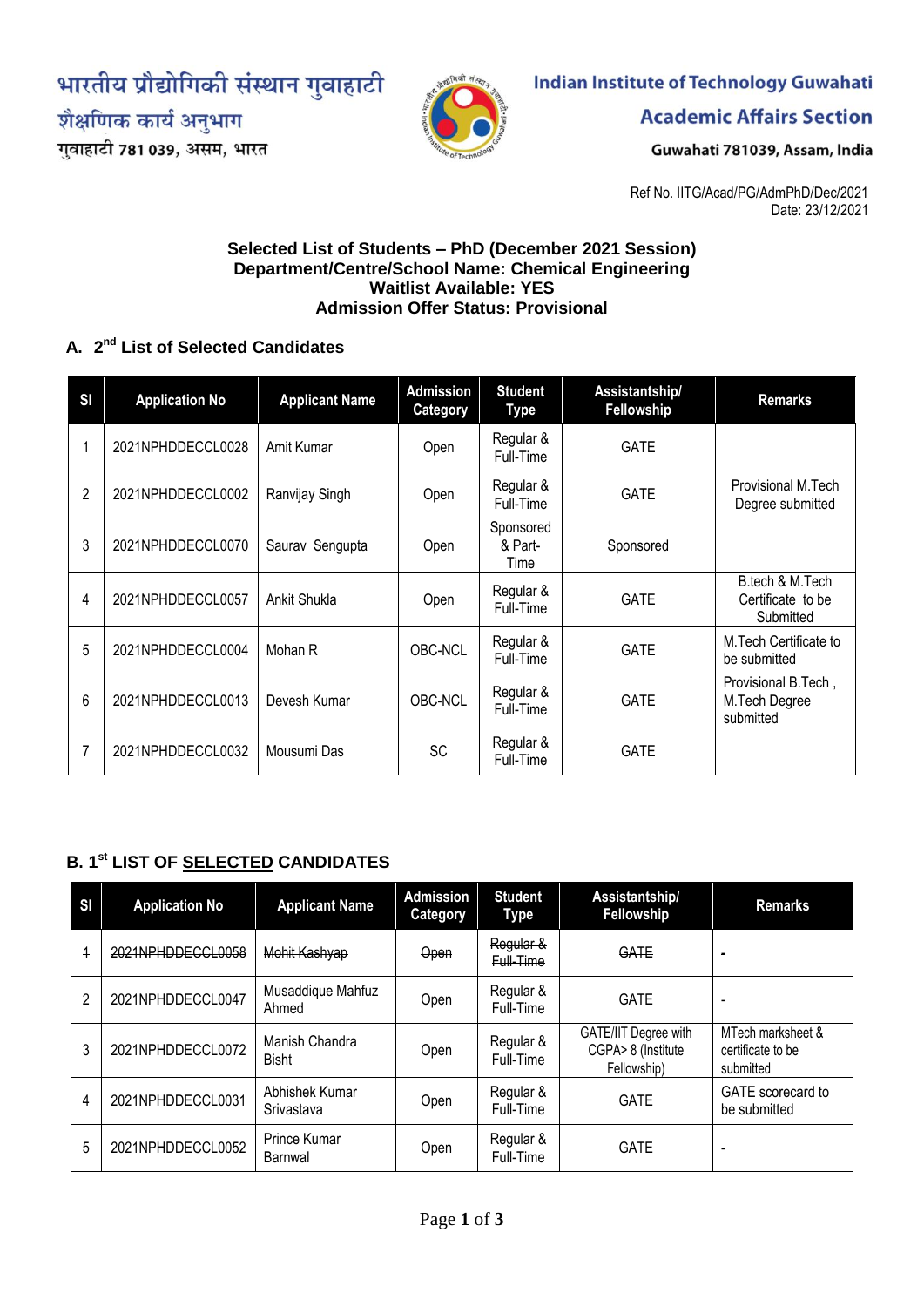भारतीय प्रौद्योगिकी संस्थान गुवाहाटी
शैक्षणिक कार्य अनुभाग
गुवाहाटी 781 039, असम, भारत

**Indian Institute of Technology Guwahati**
**Academic Affairs Section**
**Guwahati 781039, Assam, India**

Ref No. IITG/Acad/PG/AdmPhD/Dec/2021
Date: 23/12/2021

**Selected List of Students – PhD (December 2021 Session)**
**Department/Centre/School Name: Chemical Engineering**
**Waitlist Available: YES**
**Admission Offer Status: Provisional**

## A. 2nd List of Selected Candidates

| Sl | Application No | Applicant Name | Admission Category | Student Type | Assistantship/ Fellowship | Remarks |
|---|---|---|---|---|---|---|
| 1 | 2021NPHDDECCL0028 | Amit Kumar | Open | Regular & Full-Time | GATE | |
| 2 | 2021NPHDDECCL0002 | Ranvijay Singh | Open | Regular & Full-Time | GATE | Provisional M.Tech Degree submitted |
| 3 | 2021NPHDDECCL0070 | Saurav Sengupta | Open | Sponsored & Part-Time | Sponsored | |
| 4 | 2021NPHDDECCL0057 | Ankit Shukla | Open | Regular & Full-Time | GATE | B.tech & M.Tech Certificate to be Submitted |
| 5 | 2021NPHDDECCL0004 | Mohan R | OBC-NCL | Regular & Full-Time | GATE | M.Tech Certificate to be submitted |
| 6 | 2021NPHDDECCL0013 | Devesh Kumar | OBC-NCL | Regular & Full-Time | GATE | Provisional B.Tech , M.Tech Degree submitted |
| 7 | 2021NPHDDECCL0032 | Mousumi Das | SC | Regular & Full-Time | GATE | |

## B. 1st LIST OF SELECTED CANDIDATES

| Sl | Application No | Applicant Name | Admission Category | Student Type | Assistantship/ Fellowship | Remarks |
|---|---|---|---|---|---|---|
| ~~1~~ | ~~2021NPHDDECCL0058~~ | ~~Mohit Kashyap~~ | ~~Open~~ | ~~Regular & Full-Time~~ | ~~GATE~~ | - |
| 2 | 2021NPHDDECCL0047 | Musaddique Mahfuz Ahmed | Open | Regular & Full-Time | GATE | - |
| 3 | 2021NPHDDECCL0072 | Manish Chandra Bisht | Open | Regular & Full-Time | GATE/IIT Degree with CGPA> 8 (Institute Fellowship) | MTech marksheet & certificate to be submitted |
| 4 | 2021NPHDDECCL0031 | Abhishek Kumar Srivastava | Open | Regular & Full-Time | GATE | GATE scorecard to be submitted |
| 5 | 2021NPHDDECCL0052 | Prince Kumar Barnwal | Open | Regular & Full-Time | GATE | - |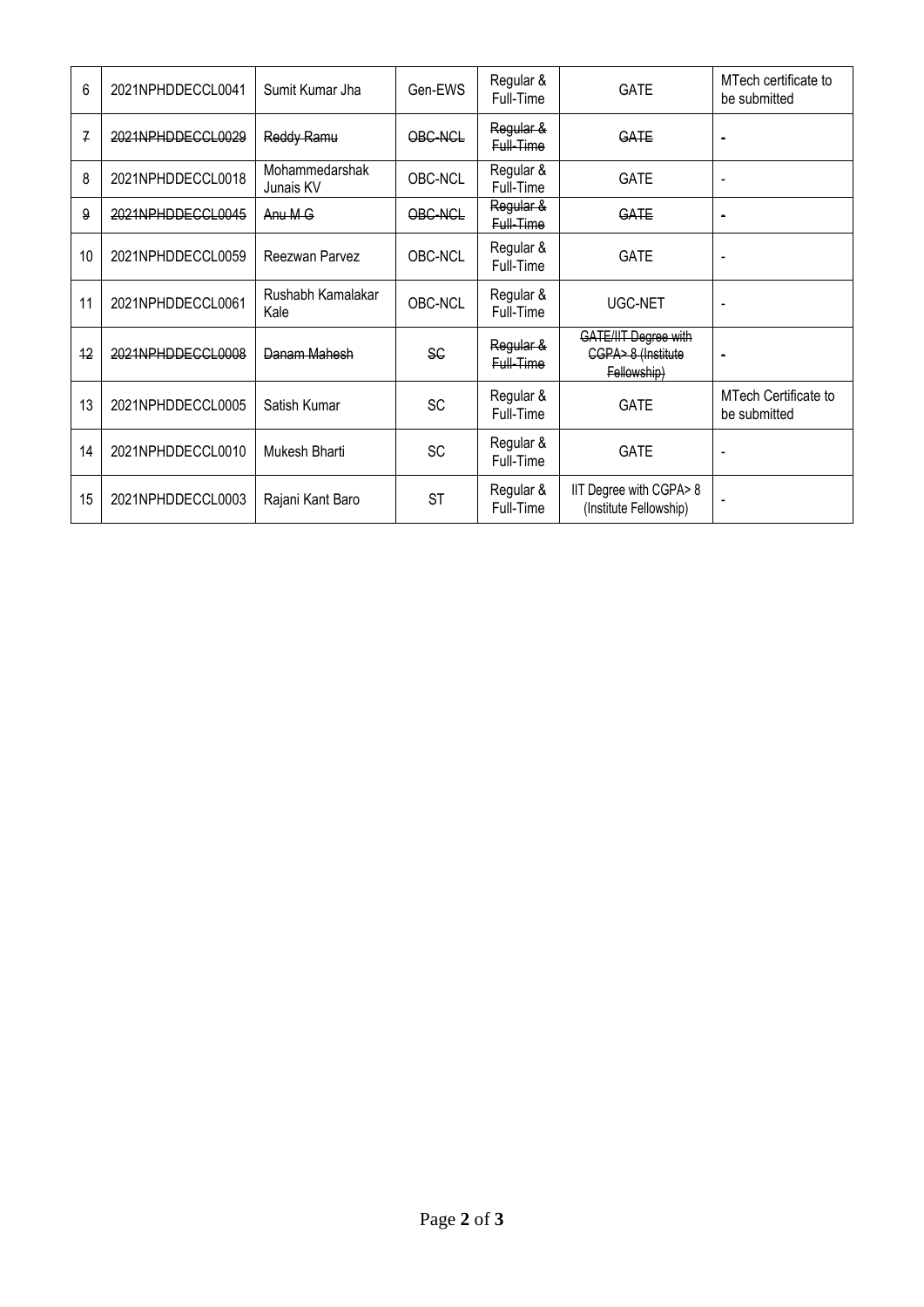| 6 | 2021NPHDDECCL0041 | Sumit Kumar Jha | Gen-EWS | Regular & Full-Time | GATE | MTech certificate to be submitted |
|---|---|---|---|---|---|---|
| ~~7~~ | ~~2021NPHDDECCL0029~~ | ~~Reddy Ramu~~ | ~~OBC-NCL~~ | ~~Regular & Full-Time~~ | ~~GATE~~ | - |
| 8 | 2021NPHDDECCL0018 | Mohammedarshak Junais KV | OBC-NCL | Regular & Full-Time | GATE | - |
| ~~9~~ | ~~2021NPHDDECCL0045~~ | ~~Anu M G~~ | ~~OBC-NCL~~ | ~~Regular & Full-Time~~ | ~~GATE~~ | - |
| 10 | 2021NPHDDECCL0059 | Reezwan Parvez | OBC-NCL | Regular & Full-Time | GATE | - |
| 11 | 2021NPHDDECCL0061 | Rushabh Kamalakar Kale | OBC-NCL | Regular & Full-Time | UGC-NET | - |
| ~~12~~ | ~~2021NPHDDECCL0008~~ | ~~Danam Mahesh~~ | ~~SC~~ | ~~Regular & Full-Time~~ | ~~GATE/IIT Degree with CGPA> 8 (Institute Fellowship)~~ | - |
| 13 | 2021NPHDDECCL0005 | Satish Kumar | SC | Regular & Full-Time | GATE | MTech Certificate to be submitted |
| 14 | 2021NPHDDECCL0010 | Mukesh Bharti | SC | Regular & Full-Time | GATE | - |
| 15 | 2021NPHDDECCL0003 | Rajani Kant Baro | ST | Regular & Full-Time | IIT Degree with CGPA> 8 (Institute Fellowship) | - |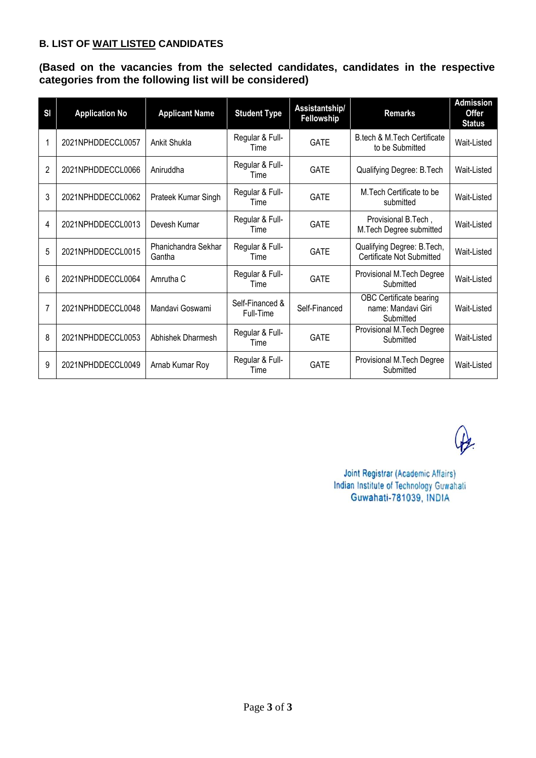### B. LIST OF WAIT LISTED CANDIDATES

**(Based on the vacancies from the selected candidates, candidates in the respective categories from the following list will be considered)**

| Sl | Application No | Applicant Name | Student Type | Assistantship/ Fellowship | Remarks | Admission Offer Status |
|---|---|---|---|---|---|---|
| 1 | 2021NPHDDECCL0057 | Ankit Shukla | Regular & Full-Time | GATE | B.tech & M.Tech Certificate to be Submitted | Wait-Listed |
| 2 | 2021NPHDDECCL0066 | Aniruddha | Regular & Full-Time | GATE | Qualifying Degree: B.Tech | Wait-Listed |
| 3 | 2021NPHDDECCL0062 | Prateek Kumar Singh | Regular & Full-Time | GATE | M.Tech Certificate to be submitted | Wait-Listed |
| 4 | 2021NPHDDECCL0013 | Devesh Kumar | Regular & Full-Time | GATE | Provisional B.Tech , M.Tech Degree submitted | Wait-Listed |
| 5 | 2021NPHDDECCL0015 | Phanichandra Sekhar Gantha | Regular & Full-Time | GATE | Qualifying Degree: B.Tech, Certificate Not Submitted | Wait-Listed |
| 6 | 2021NPHDDECCL0064 | Amrutha C | Regular & Full-Time | GATE | Provisional M.Tech Degree Submitted | Wait-Listed |
| 7 | 2021NPHDDECCL0048 | Mandavi Goswami | Self-Financed & Full-Time | Self-Financed | OBC Certificate bearing name: Mandavi Giri Submitted | Wait-Listed |
| 8 | 2021NPHDDECCL0053 | Abhishek Dharmesh | Regular & Full-Time | GATE | Provisional M.Tech Degree Submitted | Wait-Listed |
| 9 | 2021NPHDDECCL0049 | Arnab Kumar Roy | Regular & Full-Time | GATE | Provisional M.Tech Degree Submitted | Wait-Listed |

Joint Registrar (Academic Affairs)
Indian Institute of Technology Guwahati
Guwahati-781039, INDIA